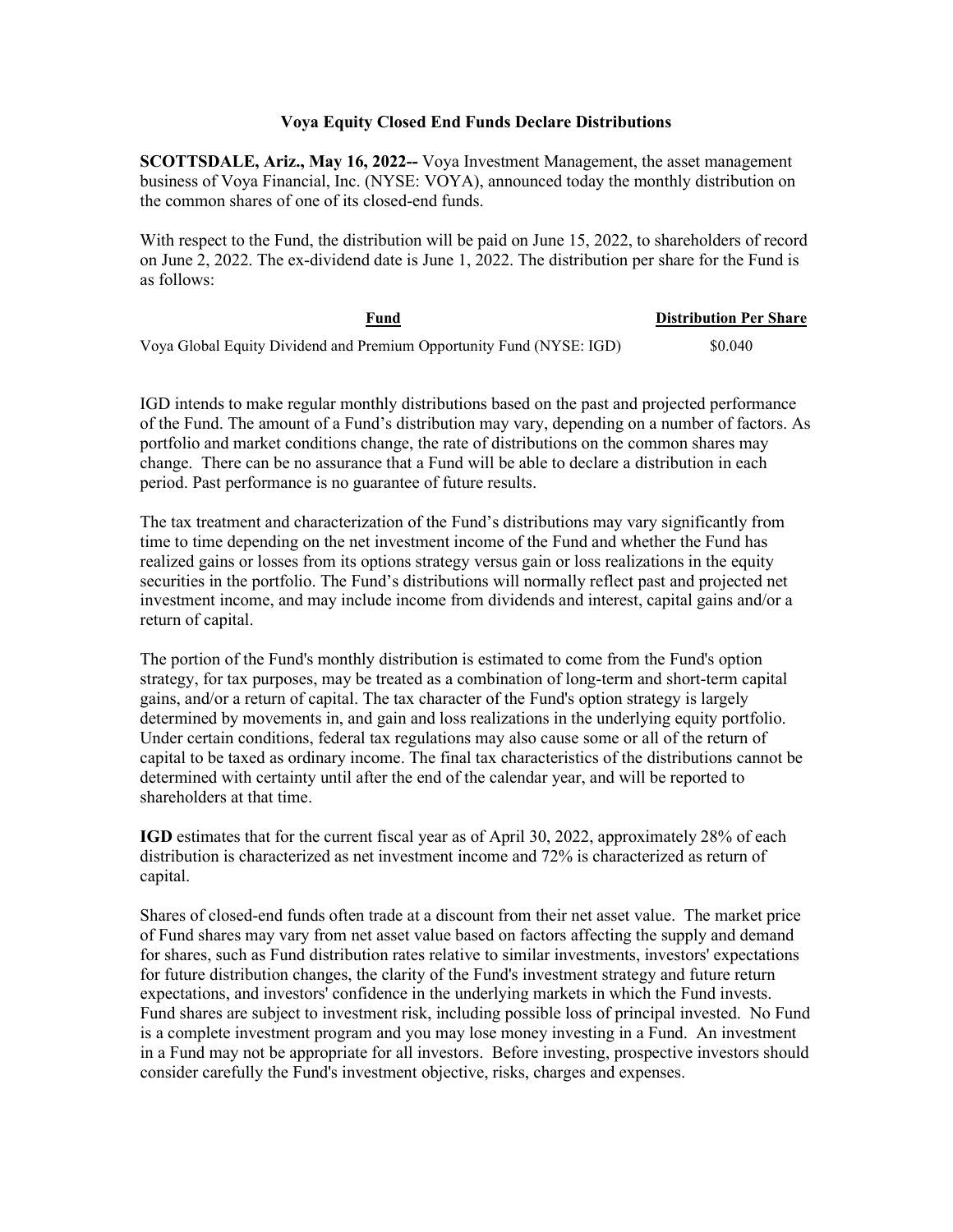# Voya Equity Closed End Funds Declare Distributions

**SCOTTSDALE, Ariz., May 16, 2022--** Voya Investment Management, the asset management business of Voya Financial, Inc. (NYSE: VOYA), announced today the monthly distribution on the common shares of one of its closed-end funds.

With respect to the Fund, the distribution will be paid on June 15, 2022, to shareholders of record on June 2, 2022. The ex-dividend date is June 1, 2022. The distribution per share for the Fund is as follows:

| Fund | Distribution Per Share |
|---|---|
| Voya Global Equity Dividend and Premium Opportunity Fund (NYSE: IGD) | $0.040 |

IGD intends to make regular monthly distributions based on the past and projected performance of the Fund. The amount of a Fund's distribution may vary, depending on a number of factors. As portfolio and market conditions change, the rate of distributions on the common shares may change. There can be no assurance that a Fund will be able to declare a distribution in each period. Past performance is no guarantee of future results.

The tax treatment and characterization of the Fund's distributions may vary significantly from time to time depending on the net investment income of the Fund and whether the Fund has realized gains or losses from its options strategy versus gain or loss realizations in the equity securities in the portfolio. The Fund's distributions will normally reflect past and projected net investment income, and may include income from dividends and interest, capital gains and/or a return of capital.

The portion of the Fund's monthly distribution is estimated to come from the Fund's option strategy, for tax purposes, may be treated as a combination of long-term and short-term capital gains, and/or a return of capital. The tax character of the Fund's option strategy is largely determined by movements in, and gain and loss realizations in the underlying equity portfolio. Under certain conditions, federal tax regulations may also cause some or all of the return of capital to be taxed as ordinary income. The final tax characteristics of the distributions cannot be determined with certainty until after the end of the calendar year, and will be reported to shareholders at that time.

**IGD** estimates that for the current fiscal year as of April 30, 2022, approximately 28% of each distribution is characterized as net investment income and 72% is characterized as return of capital.

Shares of closed-end funds often trade at a discount from their net asset value. The market price of Fund shares may vary from net asset value based on factors affecting the supply and demand for shares, such as Fund distribution rates relative to similar investments, investors' expectations for future distribution changes, the clarity of the Fund's investment strategy and future return expectations, and investors' confidence in the underlying markets in which the Fund invests. Fund shares are subject to investment risk, including possible loss of principal invested. No Fund is a complete investment program and you may lose money investing in a Fund. An investment in a Fund may not be appropriate for all investors. Before investing, prospective investors should consider carefully the Fund's investment objective, risks, charges and expenses.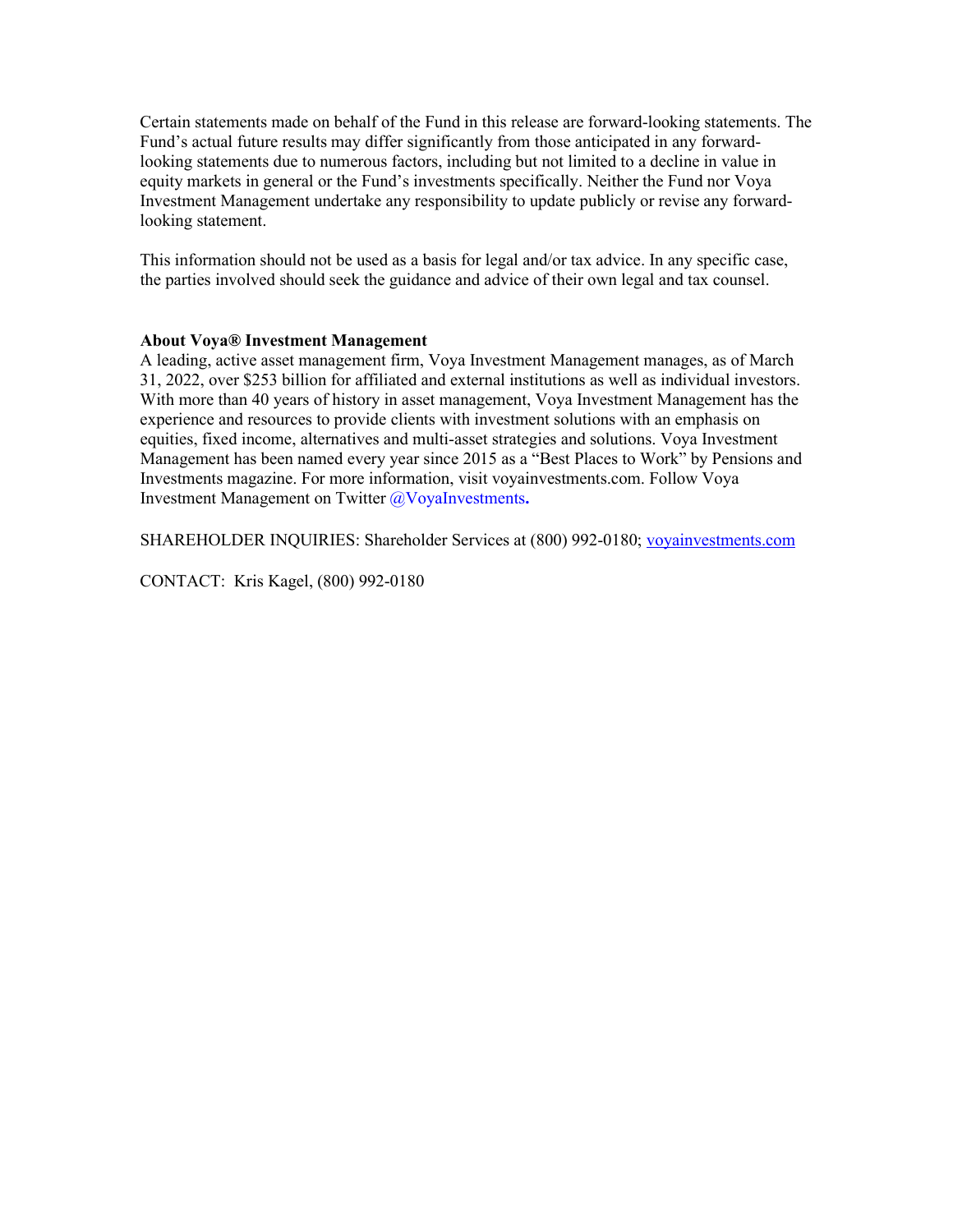Certain statements made on behalf of the Fund in this release are forward-looking statements. The Fund's actual future results may differ significantly from those anticipated in any forward-looking statements due to numerous factors, including but not limited to a decline in value in equity markets in general or the Fund's investments specifically. Neither the Fund nor Voya Investment Management undertake any responsibility to update publicly or revise any forward-looking statement.

This information should not be used as a basis for legal and/or tax advice. In any specific case, the parties involved should seek the guidance and advice of their own legal and tax counsel.

**About Voya® Investment Management**
A leading, active asset management firm, Voya Investment Management manages, as of March 31, 2022, over $253 billion for affiliated and external institutions as well as individual investors. With more than 40 years of history in asset management, Voya Investment Management has the experience and resources to provide clients with investment solutions with an emphasis on equities, fixed income, alternatives and multi-asset strategies and solutions. Voya Investment Management has been named every year since 2015 as a "Best Places to Work" by Pensions and Investments magazine. For more information, visit voyainvestments.com. Follow Voya Investment Management on Twitter @VoyaInvestments**.**

SHAREHOLDER INQUIRIES: Shareholder Services at (800) 992-0180; voyainvestments.com

CONTACT: Kris Kagel, (800) 992-0180